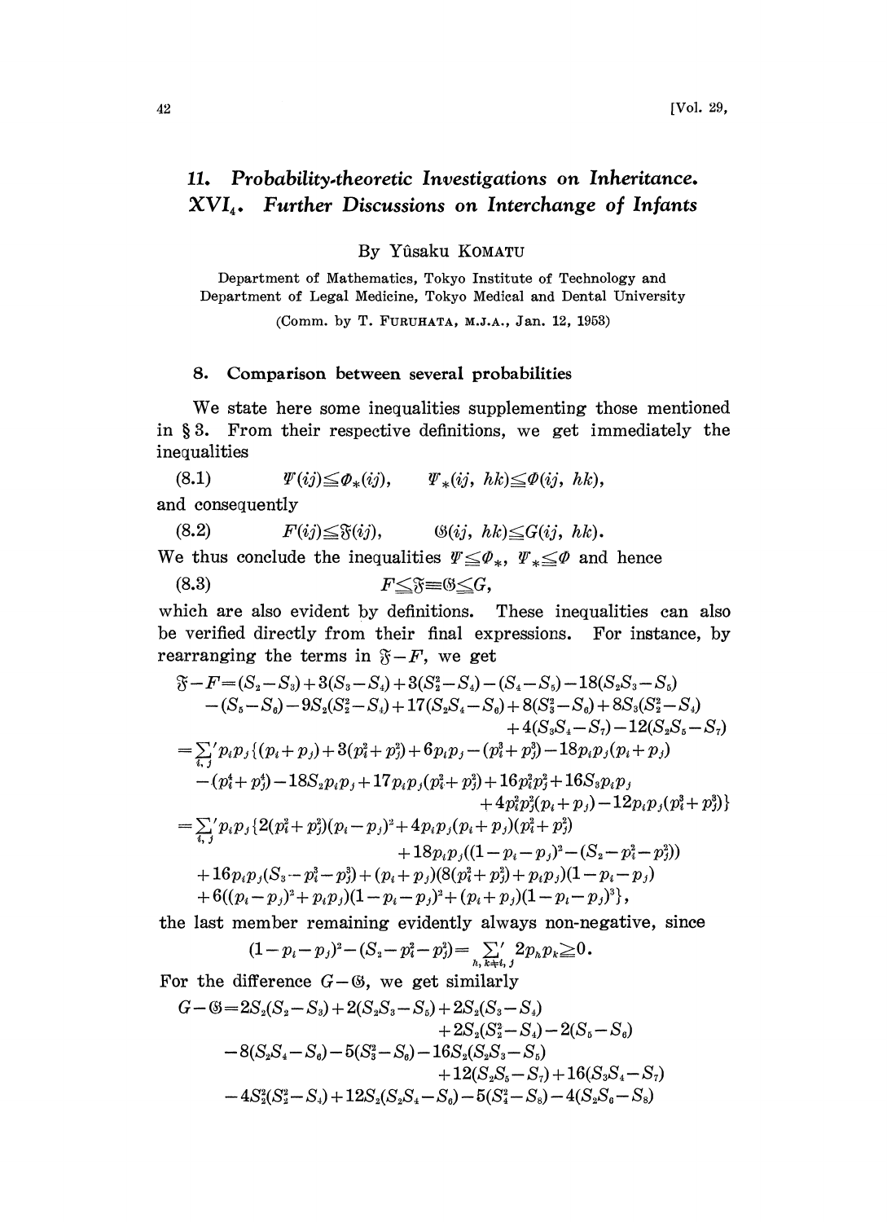# 11. Probability-theoretic Investigations on Inheritance. XVI$_4$. Further Discussions on Interchange of Infants

By Yûsaku KOMATU

Department of Mathematics, Tokyo Institute of Technology and
Department of Legal Medicine, Tokyo Medical and Dental University

(Comm. by T. FURUHATA, M.J.A., Jan. 12, 1953)

## 8. Comparison between several probabilities

We state here some inequalities supplementing those mentioned in § 3. From their respective definitions, we get immediately the inequalities

$$(8.1) \qquad \Psi(ij) \leqq \Phi_*(ij), \qquad \Psi_*(ij,\ hk) \leqq \Phi(ij,\ hk),$$

and consequently

$$(8.2) \qquad F(ij) \leqq \mathfrak{F}(ij), \qquad \mathfrak{G}(ij,\ hk) \leqq G(ij,\ hk).$$

We thus conclude the inequalities $\Psi \leqq \Phi_*$, $\Psi_* \leqq \Phi$ and hence

$$(8.3) \qquad F \leqq \mathfrak{F} \equiv \mathfrak{G} \leqq G,$$

which are also evident by definitions. These inequalities can also be verified directly from their final expressions. For instance, by rearranging the terms in $\mathfrak{F} - F$, we get

$$\begin{aligned}
\mathfrak{F} - F = & (S_2 - S_3) + 3(S_3 - S_4) + 3(S_2^2 - S_4) - (S_4 - S_5) - 18(S_2 S_3 - S_5) \\
& - (S_5 - S_6) - 9S_2(S_2^2 - S_4) + 17(S_2 S_4 - S_6) + 8(S_3^2 - S_6) + 8S_3(S_2^2 - S_4) \\
& + 4(S_3 S_4 - S_7) - 12(S_2 S_5 - S_7) \\
= & \sum_{i,j}{}' p_i p_j \{(p_i + p_j) + 3(p_i^2 + p_j^2) + 6p_i p_j - (p_i^3 + p_j^3) - 18 p_i p_j (p_i + p_j) \\
& - (p_i^4 + p_j^4) - 18 S_2 p_i p_j + 17 p_i p_j (p_i^2 + p_j^2) + 16 p_i^2 p_j^2 + 16 S_3 p_i p_j \\
& + 4 p_i^2 p_j^2 (p_i + p_j) - 12 p_i p_j (p_i^3 + p_j^3)\} \\
= & \sum_{i,j}{}' p_i p_j \{2(p_i^2 + p_j^2)(p_i - p_j)^2 + 4 p_i p_j (p_i + p_j)(p_i^2 + p_j^2) \\
& + 18 p_i p_j ((1 - p_i - p_j)^2 - (S_2 - p_i^2 - p_j^2)) \\
& + 16 p_i p_j (S_3 - p_i^3 - p_j^3) + (p_i + p_j)(8(p_i^2 + p_j^2) + p_i p_j)(1 - p_i - p_j) \\
& + 6((p_i - p_j)^2 + p_i p_j)(1 - p_i - p_j)^2 + (p_i + p_j)(1 - p_i - p_j)^3\},
\end{aligned}$$

the last member remaining evidently always non-negative, since

$$(1 - p_i - p_j)^2 - (S_2 - p_i^2 - p_j^2) = \sum_{h,\, k \neq i,\, j}{}' 2 p_h p_k \geqq 0.$$

For the difference $G - \mathfrak{G}$, we get similarly

$$\begin{aligned}
G - \mathfrak{G} = & 2S_2(S_2 - S_3) + 2(S_2 S_3 - S_5) + 2S_2(S_3 - S_4) \\
& + 2S_2(S_2^2 - S_4) - 2(S_5 - S_6) \\
& - 8(S_2 S_4 - S_6) - 5(S_3^2 - S_6) - 16 S_2 (S_2 S_3 - S_5) \\
& + 12(S_2 S_5 - S_7) + 16(S_3 S_4 - S_7) \\
& - 4S_2^2(S_2^2 - S_4) + 12 S_2 (S_2 S_4 - S_6) - 5(S_4^2 - S_8) - 4(S_2 S_6 - S_8)
\end{aligned}$$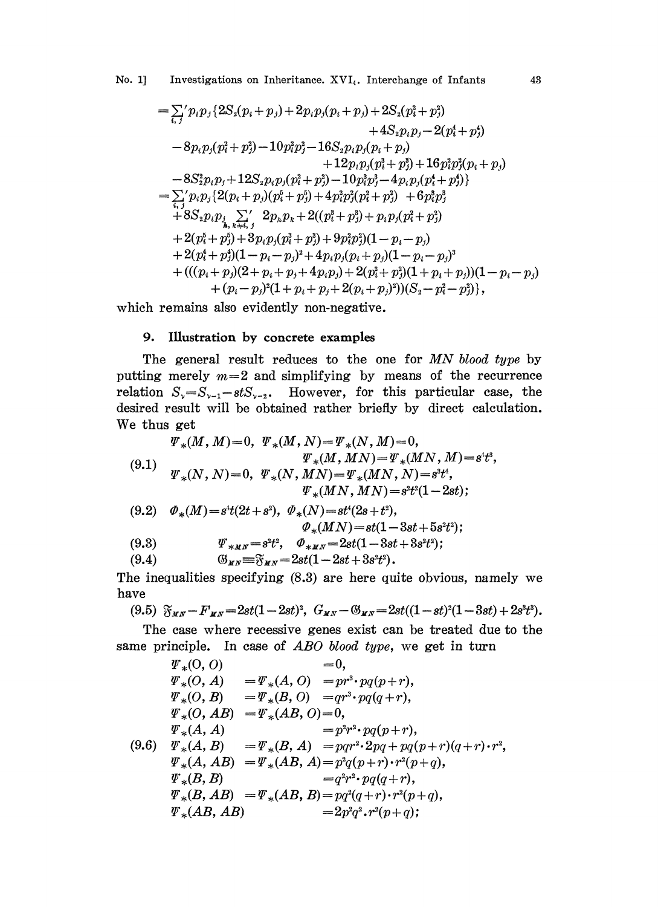$$
\begin{aligned}
&= \sum_{i,j}' p_i p_j \{2S_2(p_i+p_j) + 2p_ip_j(p_i+p_j) + 2S_2(p_i^2+p_j^2) \\
&\qquad\qquad + 4S_2 p_ip_j - 2(p_i^4+p_j^4) \\
&\quad - 8p_ip_j(p_i^2+p_j^2) - 10p_i^2p_j^2 - 16S_2p_ip_j(p_i+p_j) \\
&\qquad\qquad + 12p_ip_j(p_i^3+p_j^3) + 16p_i^2p_j^2(p_i+p_j) \\
&\quad - 8S_2^2p_ip_j + 12S_2p_ip_j(p_i^2+p_j^2) - 10p_i^3p_j^3 - 4p_ip_j(p_i^4+p_j^4)\} \\
&= \sum_{i,j}' p_ip_j\{2(p_i+p_j)(p_i^5+p_j^5) + 4p_i^2p_j^2(p_i^2+p_j^2) + 6p_i^3p_j^3 \\
&\quad + 8S_2p_ip_j \sum_{h,k\neq i,j}' 2p_hp_k + 2((p_i^3+p_j^3) + p_ip_j(p_i^2+p_j^2) \\
&\quad + 2(p_i^5+p_j^5) + 3p_ip_j(p_i^3+p_j^3) + 9p_i^2p_j^2)(1-p_i-p_j) \\
&\quad + 2(p_i^4+p_j^4)(1-p_i-p_j)^2 + 4p_ip_j(p_i+p_j)(1-p_i-p_j)^3 \\
&\quad + (((p_i+p_j)(2+p_i+p_j+4p_ip_j) + 2(p_i^2+p_j^2)(1+p_i+p_j))(1-p_i-p_j) \\
&\qquad + (p_i-p_j)^2(1+p_i+p_j+2(p_i+p_j)^2))(S_2-p_i^2-p_j^2)\},
\end{aligned}
$$

which remains also evidently non-negative.

## 9. Illustration by concrete examples

The general result reduces to the one for *MN blood type* by putting merely $m=2$ and simplifying by means of the recurrence relation $S_\nu = S_{\nu-1} - stS_{\nu-2}$. However, for this particular case, the desired result will be obtained rather briefly by direct calculation. We thus get

$$
\begin{aligned}
&\Psi_*(M,M)=0,\ \Psi_*(M,N)=\Psi_*(N,M)=0, \\
(9.1)\quad &\qquad\qquad \Psi_*(M,MN)=\Psi_*(MN,M)=s^4t^3, \\
&\Psi_*(N,N)=0,\ \Psi_*(N,MN)=\Psi_*(MN,N)=s^3t^4, \\
&\qquad\qquad \Psi_*(MN,MN)=s^2t^2(1-2st);
\end{aligned}
$$

$$
\begin{aligned}
(9.2)\quad &\Phi_*(M)=s^4t(2t+s^2),\ \Phi_*(N)=st^4(2s+t^2), \\
&\qquad\qquad \Phi_*(MN)=st(1-3st+5s^2t^2);
\end{aligned}
$$

$$
(9.3)\quad \Psi_{*MN}=s^2t^2,\quad \Phi_{*MN}=2st(1-3st+3s^2t^2);
$$

$$
(9.4)\quad \mathfrak{G}_{MN}\equiv\mathfrak{F}_{MN}=2st(1-2st+3s^2t^2).
$$

The inequalities specifying (8.3) are here quite obvious, namely we have

$$
(9.5)\quad \mathfrak{F}_{MN}-F_{MN}=2st(1-2st)^2,\quad G_{MN}-\mathfrak{G}_{MN}=2st((1-st)^2(1-3st)+2s^3t^3).
$$

The case where recessive genes exist can be treated due to the same principle. In case of *ABO blood type*, we get in turn

$$
\begin{aligned}
&\Psi_*(O,O) &&=0, \\
&\Psi_*(O,A) &&=\Psi_*(A,O)=pr^3\cdot pq(p+r), \\
&\Psi_*(O,B) &&=\Psi_*(B,O)=qr^3\cdot pq(q+r), \\
&\Psi_*(O,AB) &&=\Psi_*(AB,O)=0, \\
&\Psi_*(A,A) &&=p^2r^2\cdot pq(p+r), \\
(9.6)\quad &\Psi_*(A,B) &&=\Psi_*(B,A)=pqr^2\cdot 2pq+pq(p+r)(q+r)\cdot r^2, \\
&\Psi_*(A,AB) &&=\Psi_*(AB,A)=p^2q(p+r)\cdot r^2(p+q), \\
&\Psi_*(B,B) &&=q^2r^2\cdot pq(q+r), \\
&\Psi_*(B,AB) &&=\Psi_*(AB,B)=pq^2(q+r)\cdot r^2(p+q), \\
&\Psi_*(AB,AB) &&=2p^2q^2\cdot r^2(p+q);
\end{aligned}
$$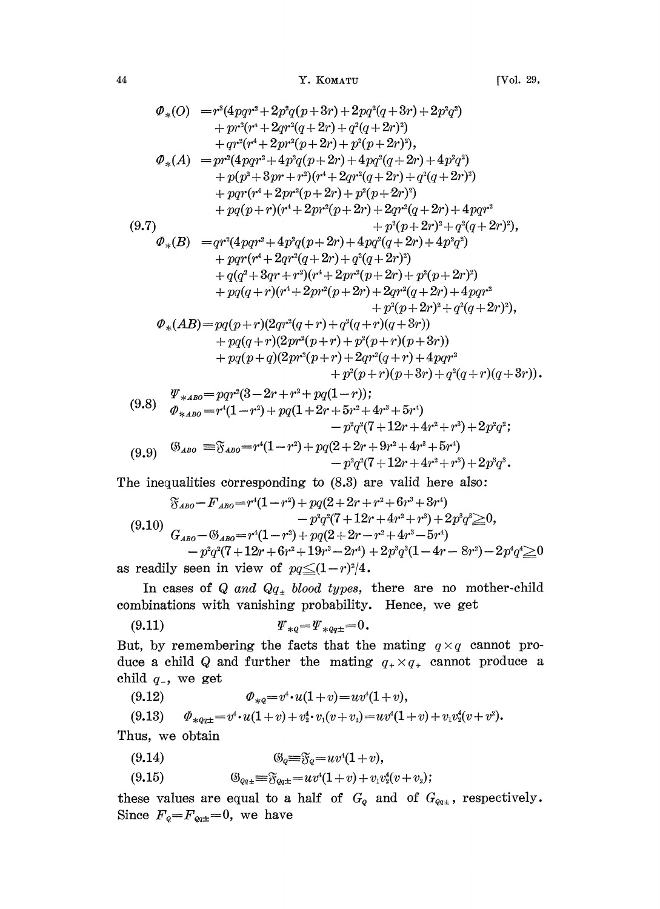$$
\begin{aligned}
\Phi_*(O) &= r^3(4pqr^2+2p^2q(p+3r)+2pq^2(q+3r)+2p^2q^2) \\
&\quad + pr^2(r^4+2qr^2(q+2r)+q^2(q+2r)^2) \\
&\quad + qr^2(r^4+2pr^2(p+2r)+p^2(p+2r)^2), \\
\Phi_*(A) &= pr^2(4pqr^2+4p^2q(p+2r)+4pq^2(q+2r)+4p^2q^2) \\
&\quad + p(p^2+3pr+r^2)(r^4+2qr^2(q+2r)+q^2(q+2r)^2) \\
&\quad + pqr(r^4+2pr^2(p+2r)+p^2(p+2r)^2) \\
&\quad + pq(p+r)(r^4+2pr^2(p+2r)+2qr^2(q+2r)+4pqr^2 \\
&\qquad\qquad + p^2(p+2r)^2+q^2(q+2r)^2), \\
\Phi_*(B) &= qr^2(4pqr^2+4p^2q(p+2r)+4pq^2(q+2r)+4p^2q^2) \\
&\quad + pqr(r^4+2qr^2(q+2r)+q^2(q+2r)^2) \\
&\quad + q(q^2+3qr+r^2)(r^4+2pr^2(p+2r)+p^2(p+2r)^2) \\
&\quad + pq(q+r)(r^4+2pr^2(p+2r)+2qr^2(q+2r)+4pqr^2 \\
&\qquad\qquad + p^2(p+2r)^2+q^2(q+2r)^2), \\
\Phi_*(AB) &= pq(p+r)(2qr^2(q+r)+q^2(q+r)(q+3r)) \\
&\quad + pq(q+r)(2pr^2(p+r)+p^2(p+r)(p+3r)) \\
&\quad + pq(p+q)(2pr^2(p+r)+2qr^2(q+r)+4pqr^2 \\
&\qquad\qquad + p^2(p+r)(p+3r)+q^2(q+r)(q+3r)).
\end{aligned}
\tag{9.7}
$$

$$
\begin{aligned}
\Psi_{*ABO} &= pqr^2(3-2r+r^2+pq(1-r)); \\
\Phi_{*ABO} &= r^4(1-r^2)+pq(1+2r+5r^2+4r^3+5r^4) \\
&\qquad -p^2q^2(7+12r+4r^2+r^3)+2p^2q^2;
\end{aligned}
\tag{9.8}
$$

$$
\begin{aligned}
\mathfrak{G}_{ABO} \equiv \mathfrak{F}_{ABO} &= r^4(1-r^2)+pq(2+2r+9r^2+4r^3+5r^4) \\
&\qquad -p^2q^2(7+12r+4r^2+r^3)+2p^3q^3.
\end{aligned}
\tag{9.9}
$$

The inequalities corresponding to (8.3) are valid here also:

$$
\begin{aligned}
\mathfrak{F}_{ABO}-F_{ABO} &= r^4(1-r^2)+pq(2+2r+r^2+6r^3+3r^4) \\
&\qquad -p^2q^2(7+12r+4r^2+r^3)+2p^3q^3 \geqq 0, \\
G_{ABO}-\mathfrak{G}_{ABO} &= r^4(1-r^2)+pq(2+2r-r^2+4r^3-5r^4) \\
&\quad -p^2q^2(7+12r+6r^2+19r^3-2r^4)+2p^3q^3(1-4r-8r^2)-2p^4q^4 \geqq 0
\end{aligned}
\tag{9.10}
$$

as readily seen in view of $pq \leqq (1-r)^2/4$.

In cases of *Q and $Qq_\pm$ blood types*, there are no mother-child combinations with vanishing probability. Hence, we get

$$
\Psi_{*Q} = \Psi_{*Qq\pm} = 0. \tag{9.11}
$$

But, by remembering the facts that the mating $q \times q$ cannot produce a child $Q$ and further the mating $q_+ \times q_+$ cannot produce a child $q_-$, we get

$$
\Phi_{*Q} = v^4 \cdot u(1+v) = uv^4(1+v), \tag{9.12}
$$

$$
\Phi_{*Qq\pm} = v^4 \cdot u(1+v) + v_2^4 \cdot v_1(v+v_2) = uv^4(1+v) + v_1v_2^4(v+v^2). \tag{9.13}
$$

Thus, we obtain

$$
\mathfrak{G}_Q \equiv \mathfrak{F}_Q = uv^4(1+v), \tag{9.14}
$$

$$
\mathfrak{G}_{Qq\pm} \equiv \mathfrak{F}_{Qq\pm} = uv^4(1+v) + v_1v_2^4(v+v_2); \tag{9.15}
$$

these values are equal to a half of $G_Q$ and of $G_{Qq\pm}$, respectively. Since $F_Q = F_{Qq\pm} = 0$, we have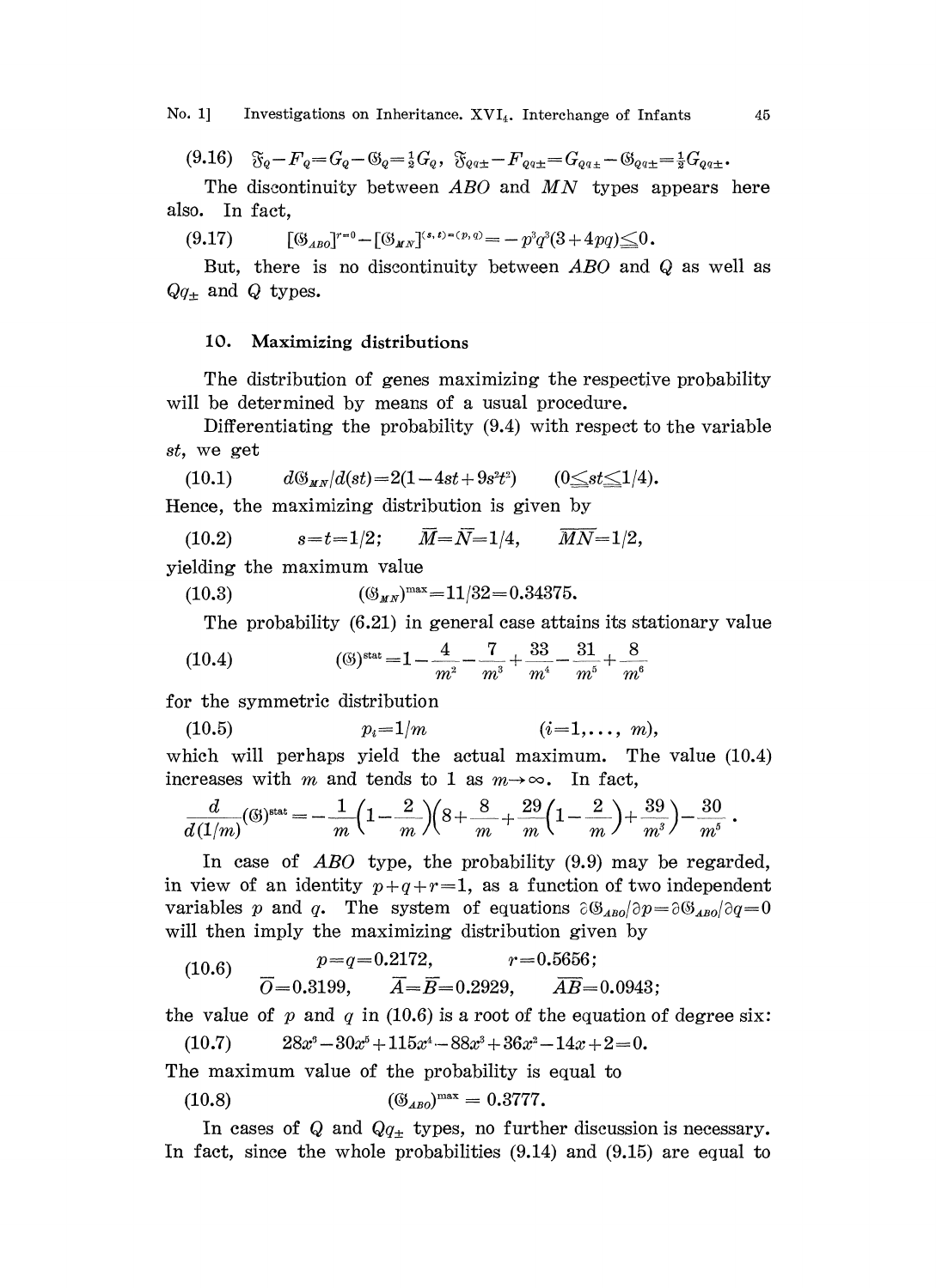$$(9.16)\quad \mathfrak{F}_Q - F_Q = G_Q - \mathfrak{G}_Q = \tfrac{1}{2}G_Q,\ \mathfrak{F}_{Qq\pm} - F_{Qq\pm} = G_{Qq\pm} - \mathfrak{G}_{Qq\pm} = \tfrac{1}{2}G_{Qq\pm}.$$

The discontinuity between $ABO$ and $MN$ types appears here also. In fact,

$$(9.17)\qquad [\mathfrak{G}_{ABO}]^{r=0} - [\mathfrak{G}_{MN}]^{(s,t)=(p,q)} = -p^3q^3(3+4pq) \leqq 0.$$

But, there is no discontinuity between $ABO$ and $Q$ as well as $Qq_\pm$ and $Q$ types.

## 10. Maximizing distributions

The distribution of genes maximizing the respective probability will be determined by means of a usual procedure.

Differentiating the probability (9.4) with respect to the variable $st$, we get

$$(10.1)\qquad d\mathfrak{G}_{MN}/d(st) = 2(1-4st+9s^2t^2) \qquad (0 \leqq st \leqq 1/4).$$

Hence, the maximizing distribution is given by

$$(10.2)\qquad s=t=1/2; \qquad \overline{M}=\overline{N}=1/4, \qquad \overline{MN}=1/2,$$

yielding the maximum value

$$(10.3)\qquad (\mathfrak{G}_{MN})^{\max} = 11/32 = 0.34375.$$

The probability (6.21) in general case attains its stationary value

$$(10.4)\qquad (\mathfrak{G})^{\text{stat}} = 1 - \frac{4}{m^2} - \frac{7}{m^3} + \frac{33}{m^4} - \frac{31}{m^5} + \frac{8}{m^6}$$

for the symmetric distribution

$$(10.5)\qquad p_i = 1/m \qquad (i=1,\ldots,m),$$

which will perhaps yield the actual maximum. The value (10.4) increases with $m$ and tends to 1 as $m \to \infty$. In fact,

$$\frac{d}{d(1/m)}(\mathfrak{G})^{\text{stat}} = -\frac{1}{m}\left(1-\frac{2}{m}\right)\left(8+\frac{8}{m}+\frac{29}{m}\left(1-\frac{2}{m}\right)+\frac{39}{m^3}\right) - \frac{30}{m^5}.$$

In case of $ABO$ type, the probability (9.9) may be regarded, in view of an identity $p+q+r=1$, as a function of two independent variables $p$ and $q$. The system of equations $\partial\mathfrak{G}_{ABO}/\partial p = \partial\mathfrak{G}_{ABO}/\partial q = 0$ will then imply the maximizing distribution given by

$$(10.6)\qquad \begin{array}{ll} p=q=0.2172, & r=0.5656; \\ \overline{O}=0.3199, \quad \overline{A}=\overline{B}=0.2929, & \overline{AB}=0.0943; \end{array}$$

the value of $p$ and $q$ in (10.6) is a root of the equation of degree six:

$$(10.7)\qquad 28x^6 - 30x^5 + 115x^4 - 88x^3 + 36x^2 - 14x + 2 = 0.$$

The maximum value of the probability is equal to

$$(10.8)\qquad (\mathfrak{G}_{ABO})^{\max} = 0.3777.$$

In cases of $Q$ and $Qq_\pm$ types, no further discussion is necessary. In fact, since the whole probabilities (9.14) and (9.15) are equal to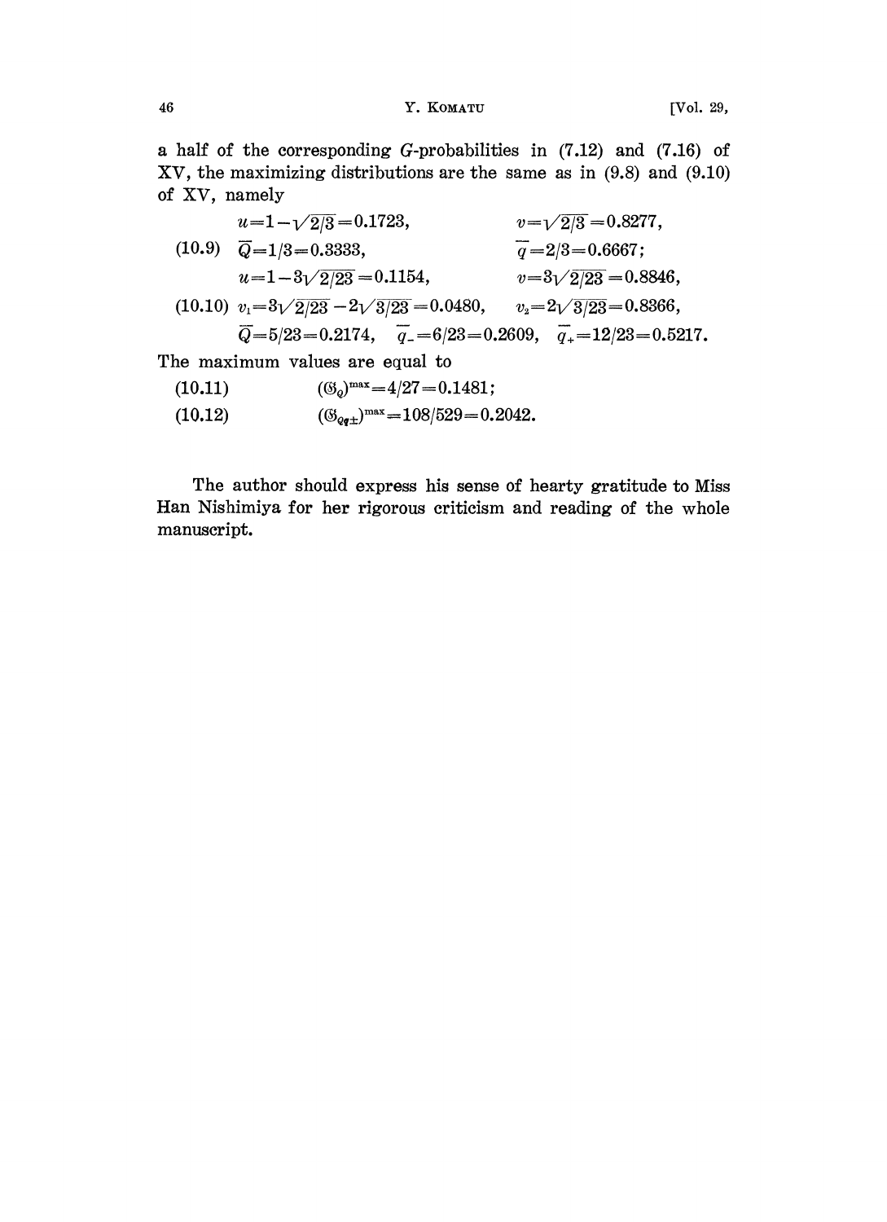a half of the corresponding $G$-probabilities in (7.12) and (7.16) of XV, the maximizing distributions are the same as in (9.8) and (9.10) of XV, namely

$$u=1-\sqrt{2/3}=0.1723, \qquad v=\sqrt{2/3}=0.8277,$$

$$(10.9) \quad \overline{Q}=1/3=0.3333, \qquad \overline{q}=2/3=0.6667;$$

$$u=1-3\sqrt{2/23}=0.1154, \qquad v=3\sqrt{2/23}=0.8846,$$

$$(10.10) \quad v_1=3\sqrt{2/23}-2\sqrt{3/23}=0.0480, \qquad v_2=2\sqrt{3/23}=0.8366,$$

$$\overline{Q}=5/23=0.2174, \quad \overline{q}_-=6/23=0.2609, \quad \overline{q}_+=12/23=0.5217.$$

The maximum values are equal to

$$(10.11) \qquad (\mathfrak{G}_Q)^{\max}=4/27=0.1481;$$

$$(10.12) \qquad (\mathfrak{G}_{Qq\pm})^{\max}=108/529=0.2042.$$

The author should express his sense of hearty gratitude to Miss Han Nishimiya for her rigorous criticism and reading of the whole manuscript.